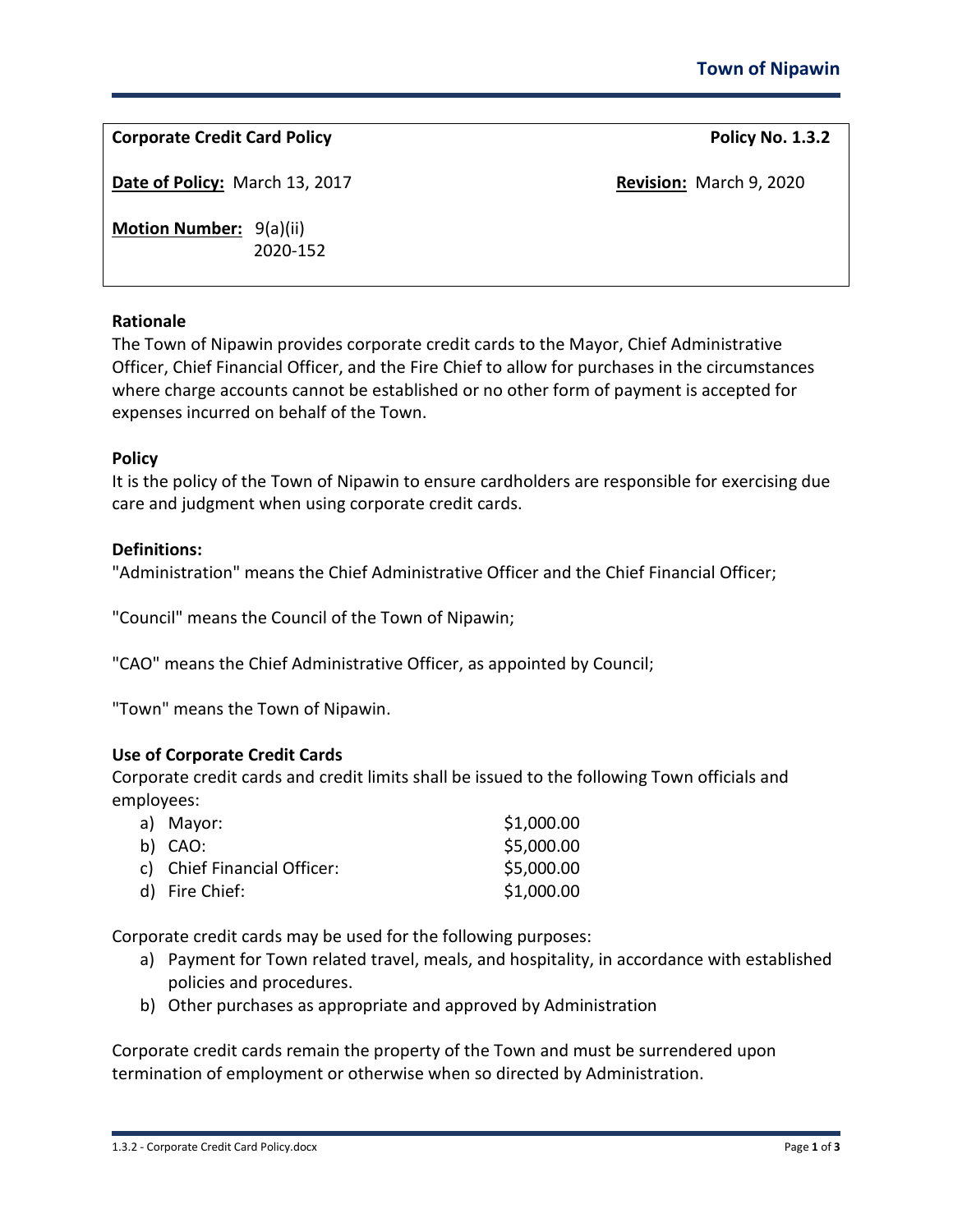**Town of Nipawin**

| | |
|---|---|
| **Corporate Credit Card Policy** | **Policy No. 1.3.2** |
| **Date of Policy:** March 13, 2017 | **Revision:** March 9, 2020 |
| **Motion Number:** 9(a)(ii) 2020-152 | |

**Rationale**

The Town of Nipawin provides corporate credit cards to the Mayor, Chief Administrative Officer, Chief Financial Officer, and the Fire Chief to allow for purchases in the circumstances where charge accounts cannot be established or no other form of payment is accepted for expenses incurred on behalf of the Town.

**Policy**

It is the policy of the Town of Nipawin to ensure cardholders are responsible for exercising due care and judgment when using corporate credit cards.

**Definitions:**

"Administration" means the Chief Administrative Officer and the Chief Financial Officer;

"Council" means the Council of the Town of Nipawin;

"CAO" means the Chief Administrative Officer, as appointed by Council;

"Town" means the Town of Nipawin.

**Use of Corporate Credit Cards**

Corporate credit cards and credit limits shall be issued to the following Town officials and employees:

| | |
|---|---|
| a) Mayor: | $1,000.00 |
| b) CAO: | $5,000.00 |
| c) Chief Financial Officer: | $5,000.00 |
| d) Fire Chief: | $1,000.00 |

Corporate credit cards may be used for the following purposes:

a) Payment for Town related travel, meals, and hospitality, in accordance with established policies and procedures.
b) Other purchases as appropriate and approved by Administration

Corporate credit cards remain the property of the Town and must be surrendered upon termination of employment or otherwise when so directed by Administration.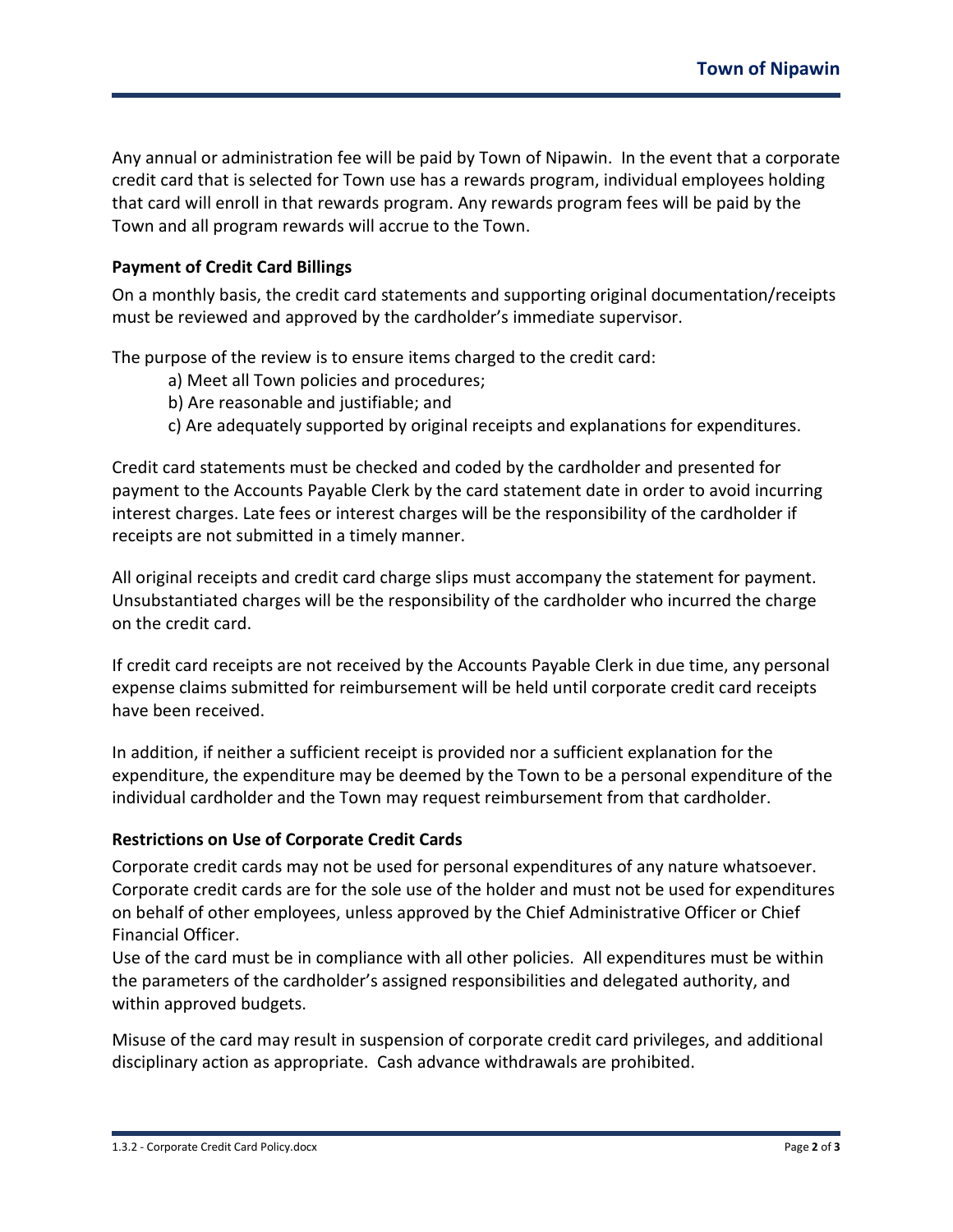Any annual or administration fee will be paid by Town of Nipawin. In the event that a corporate credit card that is selected for Town use has a rewards program, individual employees holding that card will enroll in that rewards program. Any rewards program fees will be paid by the Town and all program rewards will accrue to the Town.

**Payment of Credit Card Billings**

On a monthly basis, the credit card statements and supporting original documentation/receipts must be reviewed and approved by the cardholder's immediate supervisor.

The purpose of the review is to ensure items charged to the credit card:

a) Meet all Town policies and procedures;
b) Are reasonable and justifiable; and
c) Are adequately supported by original receipts and explanations for expenditures.

Credit card statements must be checked and coded by the cardholder and presented for payment to the Accounts Payable Clerk by the card statement date in order to avoid incurring interest charges. Late fees or interest charges will be the responsibility of the cardholder if receipts are not submitted in a timely manner.

All original receipts and credit card charge slips must accompany the statement for payment. Unsubstantiated charges will be the responsibility of the cardholder who incurred the charge on the credit card.

If credit card receipts are not received by the Accounts Payable Clerk in due time, any personal expense claims submitted for reimbursement will be held until corporate credit card receipts have been received.

In addition, if neither a sufficient receipt is provided nor a sufficient explanation for the expenditure, the expenditure may be deemed by the Town to be a personal expenditure of the individual cardholder and the Town may request reimbursement from that cardholder.

**Restrictions on Use of Corporate Credit Cards**

Corporate credit cards may not be used for personal expenditures of any nature whatsoever. Corporate credit cards are for the sole use of the holder and must not be used for expenditures on behalf of other employees, unless approved by the Chief Administrative Officer or Chief Financial Officer.

Use of the card must be in compliance with all other policies. All expenditures must be within the parameters of the cardholder's assigned responsibilities and delegated authority, and within approved budgets.

Misuse of the card may result in suspension of corporate credit card privileges, and additional disciplinary action as appropriate. Cash advance withdrawals are prohibited.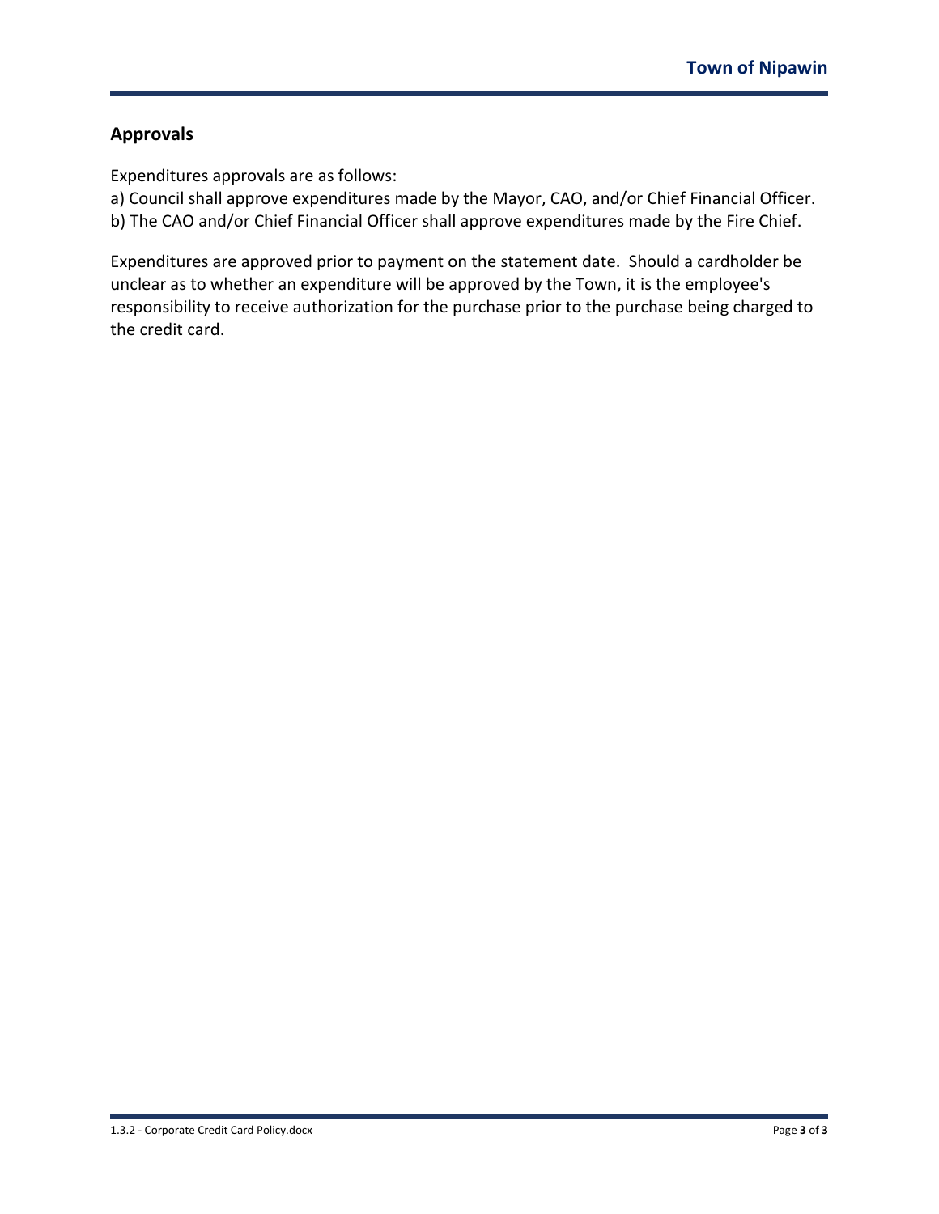## Approvals

Expenditures approvals are as follows:

a) Council shall approve expenditures made by the Mayor, CAO, and/or Chief Financial Officer.
b) The CAO and/or Chief Financial Officer shall approve expenditures made by the Fire Chief.

Expenditures are approved prior to payment on the statement date. Should a cardholder be unclear as to whether an expenditure will be approved by the Town, it is the employee's responsibility to receive authorization for the purchase prior to the purchase being charged to the credit card.